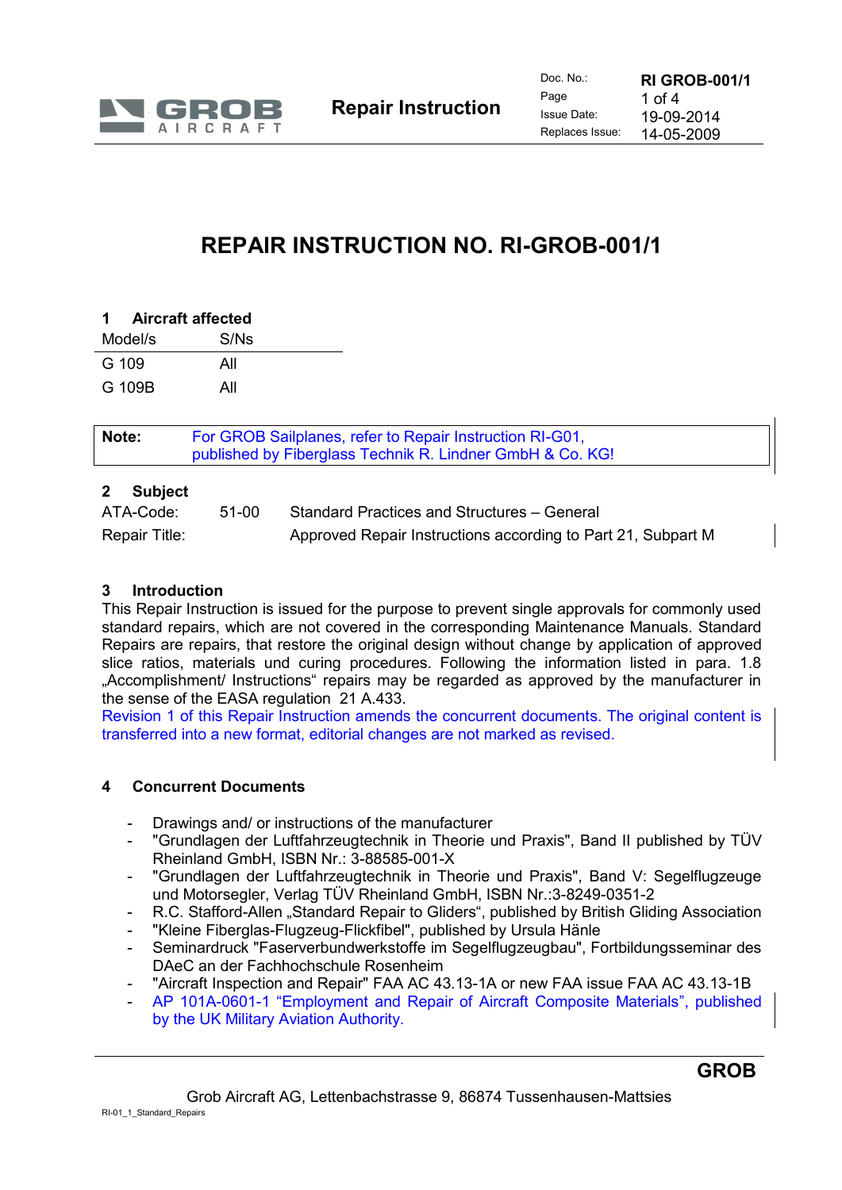# REPAIR INSTRUCTION NO. RI-GROB-001/1

## 1 Aircraft affected

| Model/s | S/Ns |
|---|---|
| G 109 | All |
| G 109B | All |

| **Note:** | For GROB Sailplanes, refer to Repair Instruction RI-G01, published by Fiberglass Technik R. Lindner GmbH & Co. KG! |
|---|---|

## 2 Subject

| | | |
|---|---|---|
| ATA-Code: | 51-00 | Standard Practices and Structures – General |
| Repair Title: | | Approved Repair Instructions according to Part 21, Subpart M |

## 3 Introduction

This Repair Instruction is issued for the purpose to prevent single approvals for commonly used standard repairs, which are not covered in the corresponding Maintenance Manuals. Standard Repairs are repairs, that restore the original design without change by application of approved slice ratios, materials und curing procedures. Following the information listed in para. 1.8 „Accomplishment/ Instructions“ repairs may be regarded as approved by the manufacturer in the sense of the EASA regulation 21 A.433.
Revision 1 of this Repair Instruction amends the concurrent documents. The original content is transferred into a new format, editorial changes are not marked as revised.

## 4 Concurrent Documents

- Drawings and/ or instructions of the manufacturer
- "Grundlagen der Luftfahrzeugtechnik in Theorie und Praxis", Band II published by TÜV Rheinland GmbH, ISBN Nr.: 3-88585-001-X
- "Grundlagen der Luftfahrzeugtechnik in Theorie und Praxis", Band V: Segelflugzeuge und Motorsegler, Verlag TÜV Rheinland GmbH, ISBN Nr.:3-8249-0351-2
- R.C. Stafford-Allen „Standard Repair to Gliders“, published by British Gliding Association
- "Kleine Fiberglas-Flugzeug-Flickfibel", published by Ursula Hänle
- Seminardruck "Faserverbundwerkstoffe im Segelflugzeugbau", Fortbildungsseminar des DAeC an der Fachhochschule Rosenheim
- "Aircraft Inspection and Repair" FAA AC 43.13-1A or new FAA issue FAA AC 43.13-1B
- AP 101A-0601-1 “Employment and Repair of Aircraft Composite Materials”, published by the UK Military Aviation Authority.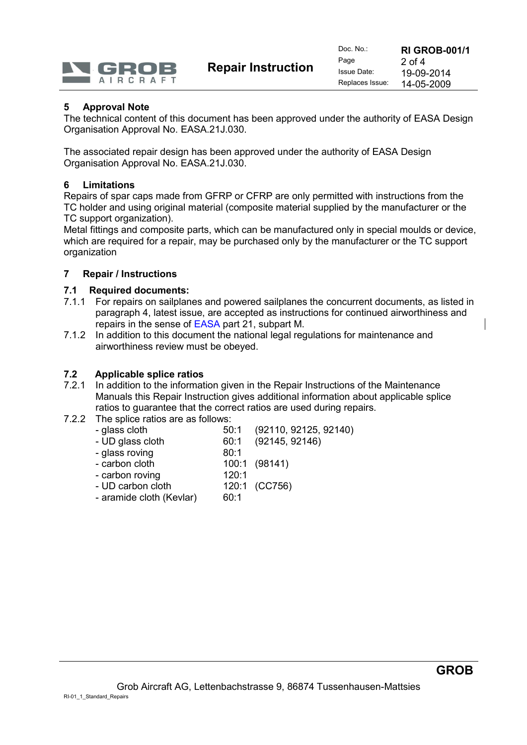## 5 Approval Note

The technical content of this document has been approved under the authority of EASA Design Organisation Approval No. EASA.21J.030.

The associated repair design has been approved under the authority of EASA Design Organisation Approval No. EASA.21J.030.

## 6 Limitations

Repairs of spar caps made from GFRP or CFRP are only permitted with instructions from the TC holder and using original material (composite material supplied by the manufacturer or the TC support organization).
Metal fittings and composite parts, which can be manufactured only in special moulds or device, which are required for a repair, may be purchased only by the manufacturer or the TC support organization

## 7 Repair / Instructions

### 7.1 Required documents:

7.1.1 For repairs on sailplanes and powered sailplanes the concurrent documents, as listed in paragraph 4, latest issue, are accepted as instructions for continued airworthiness and repairs in the sense of EASA part 21, subpart M.

7.1.2 In addition to this document the national legal regulations for maintenance and airworthiness review must be obeyed.

### 7.2 Applicable splice ratios

7.2.1 In addition to the information given in the Repair Instructions of the Maintenance Manuals this Repair Instruction gives additional information about applicable splice ratios to guarantee that the correct ratios are used during repairs.

7.2.2 The splice ratios are as follows:

| Material | Ratio | |
|---|---|---|
| - glass cloth | 50:1 | (92110, 92125, 92140) |
| - UD glass cloth | 60:1 | (92145, 92146) |
| - glass roving | 80:1 | |
| - carbon cloth | 100:1 | (98141) |
| - carbon roving | 120:1 | |
| - UD carbon cloth | 120:1 | (CC756) |
| - aramide cloth (Kevlar) | 60:1 | |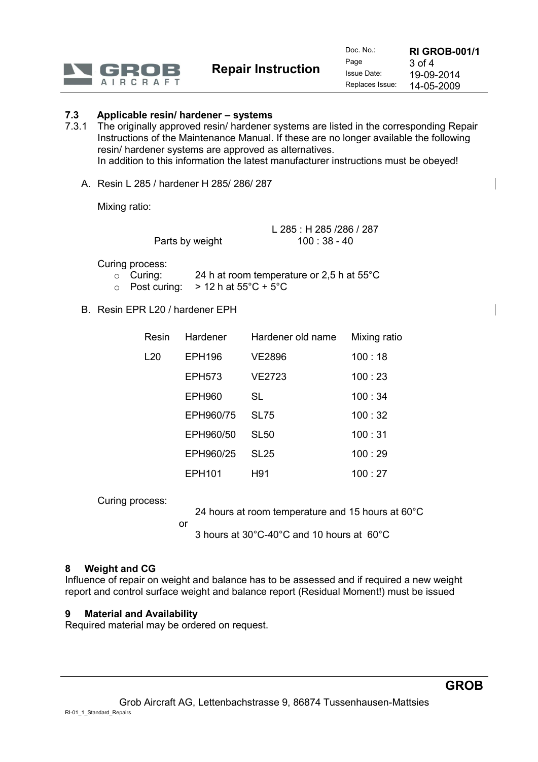### 7.3 Applicable resin/ hardener – systems

7.3.1 The originally approved resin/ hardener systems are listed in the corresponding Repair Instructions of the Maintenance Manual. If these are no longer available the following resin/ hardener systems are approved as alternatives.
In addition to this information the latest manufacturer instructions must be obeyed!

A. Resin L 285 / hardener H 285/ 286/ 287

Mixing ratio:

| | L 285 : H 285 /286 / 287 |
|---|---|
| Parts by weight | 100 : 38 - 40 |

Curing process:

- Curing: 24 h at room temperature or 2,5 h at 55°C
- Post curing: > 12 h at 55°C + 5°C

B. Resin EPR L20 / hardener EPH

| Resin | Hardener | Hardener old name | Mixing ratio |
|---|---|---|---|
| L20 | EPH196 | VE2896 | 100 : 18 |
| | EPH573 | VE2723 | 100 : 23 |
| | EPH960 | SL | 100 : 34 |
| | EPH960/75 | SL75 | 100 : 32 |
| | EPH960/50 | SL50 | 100 : 31 |
| | EPH960/25 | SL25 | 100 : 29 |
| | EPH101 | H91 | 100 : 27 |

Curing process:

24 hours at room temperature and 15 hours at 60°C

or

3 hours at 30°C-40°C and 10 hours at 60°C

## 8 Weight and CG

Influence of repair on weight and balance has to be assessed and if required a new weight report and control surface weight and balance report (Residual Moment!) must be issued

## 9 Material and Availability

Required material may be ordered on request.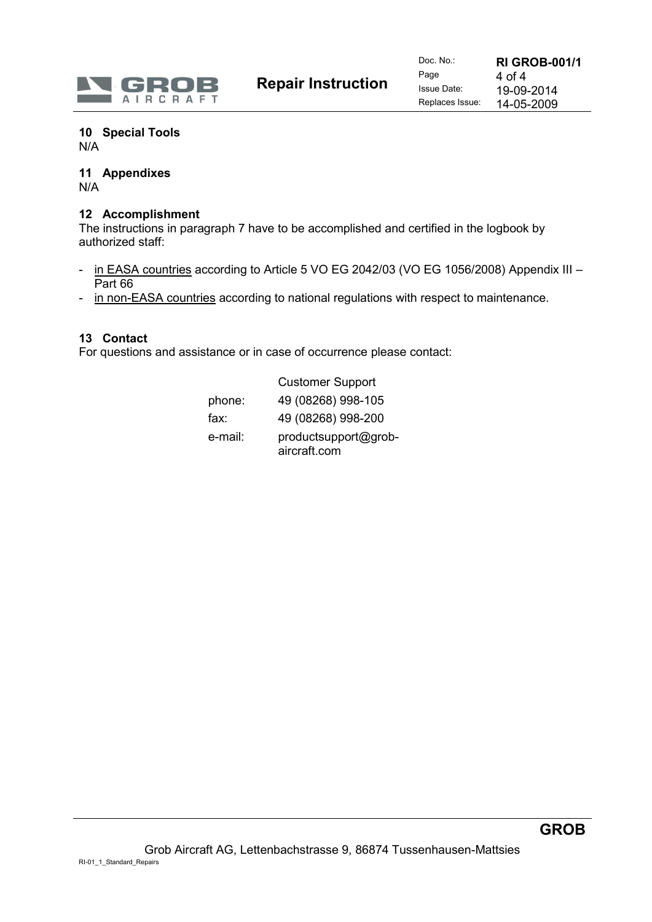## 10 Special Tools

N/A

## 11 Appendixes

N/A

## 12 Accomplishment

The instructions in paragraph 7 have to be accomplished and certified in the logbook by authorized staff:

- in EASA countries according to Article 5 VO EG 2042/03 (VO EG 1056/2008) Appendix III – Part 66
- in non-EASA countries according to national regulations with respect to maintenance.

## 13 Contact

For questions and assistance or in case of occurrence please contact:

| | |
|---|---|
| | Customer Support |
| phone: | 49 (08268) 998-105 |
| fax: | 49 (08268) 998-200 |
| e-mail: | productsupport@grob-aircraft.com |

Grob Aircraft AG, Lettenbachstrasse 9, 86874 Tussenhausen-Mattsies